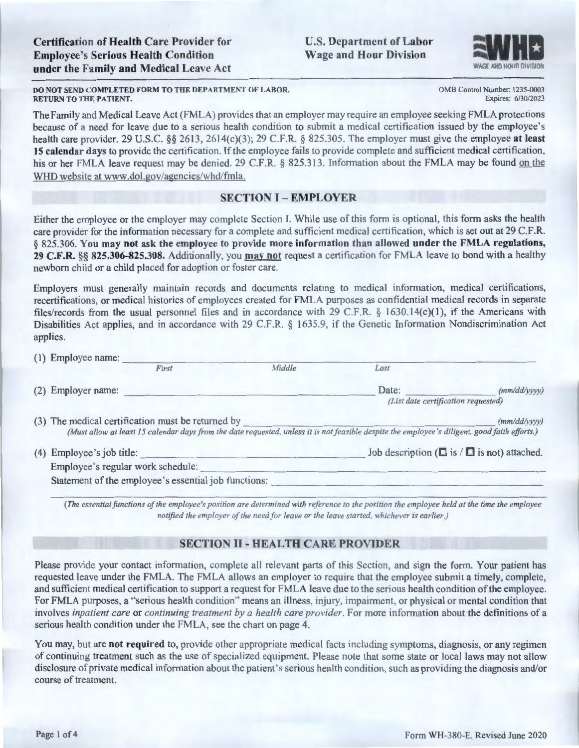# Certification of Health Care Provider for Employee's Serious Health Condition under the Family and Medical Leave Act

**U.S. Department of Labor**
**Wage and Hour Division**

**DO NOT SEND COMPLETED FORM TO THE DEPARTMENT OF LABOR.**
**RETURN TO THE PATIENT.**

OMB Control Number: 1235-0003
Expires: 6/30/2023

The Family and Medical Leave Act (FMLA) provides that an employer may require an employee seeking FMLA protections because of a need for leave due to a serious health condition to submit a medical certification issued by the employee's health care provider. 29 U.S.C. §§ 2613, 2614(c)(3); 29 C.F.R. § 825.305. The employer must give the employee **at least 15 calendar days** to provide the certification. If the employee fails to provide complete and sufficient medical certification, his or her FMLA leave request may be denied. 29 C.F.R. § 825.313. Information about the FMLA may be found on the WHD website at www.dol.gov/agencies/whd/fmla.

## SECTION I – EMPLOYER

Either the employee or the employer may complete Section I. While use of this form is optional, this form asks the health care provider for the information necessary for a complete and sufficient medical certification, which is set out at 29 C.F.R. § 825.306. **You may not ask the employee to provide more information than allowed under the FMLA regulations, 29 C.F.R. §§ 825.306-825.308.** Additionally, you **may not** request a certification for FMLA leave to bond with a healthy newborn child or a child placed for adoption or foster care.

Employers must generally maintain records and documents relating to medical information, medical certifications, recertifications, or medical histories of employees created for FMLA purposes as confidential medical records in separate files/records from the usual personnel files and in accordance with 29 C.F.R. § 1630.14(c)(1), if the Americans with Disabilities Act applies, and in accordance with 29 C.F.R. § 1635.9, if the Genetic Information Nondiscrimination Act applies.

(1) Employee name: ____________________ ____________________ ____________________
*First* *Middle* *Last*

(2) Employer name: ________________________________ Date: ______________ *(mm/dd/yyyy)*
*(List date certification requested)*

(3) The medical certification must be returned by ______________________ *(mm/dd/yyyy)*
*(Must allow at least 15 calendar days from the date requested, unless it is not feasible despite the employee's diligent, good faith efforts.)*

(4) Employee's job title: ____________________ Job description (☐ is / ☐ is not) attached.

Employee's regular work schedule: ________________________________

Statement of the employee's essential job functions: ________________________________

*(The essential functions of the employee's position are determined with reference to the position the employee held at the time the employee notified the employer of the need for leave or the leave started, whichever is earlier.)*

## SECTION II - HEALTH CARE PROVIDER

Please provide your contact information, complete all relevant parts of this Section, and sign the form. Your patient has requested leave under the FMLA. The FMLA allows an employer to require that the employee submit a timely, complete, and sufficient medical certification to support a request for FMLA leave due to the serious health condition of the employee. For FMLA purposes, a "serious health condition" means an illness, injury, impairment, or physical or mental condition that involves *inpatient care* or *continuing treatment by a health care provider*. For more information about the definitions of a serious health condition under the FMLA, see the chart on page 4.

You may, but are **not required** to, provide other appropriate medical facts including symptoms, diagnosis, or any regimen of continuing treatment such as the use of specialized equipment. Please note that some state or local laws may not allow disclosure of private medical information about the patient's serious health condition, such as providing the diagnosis and/or course of treatment.

Form WH-380-E, Revised June 2020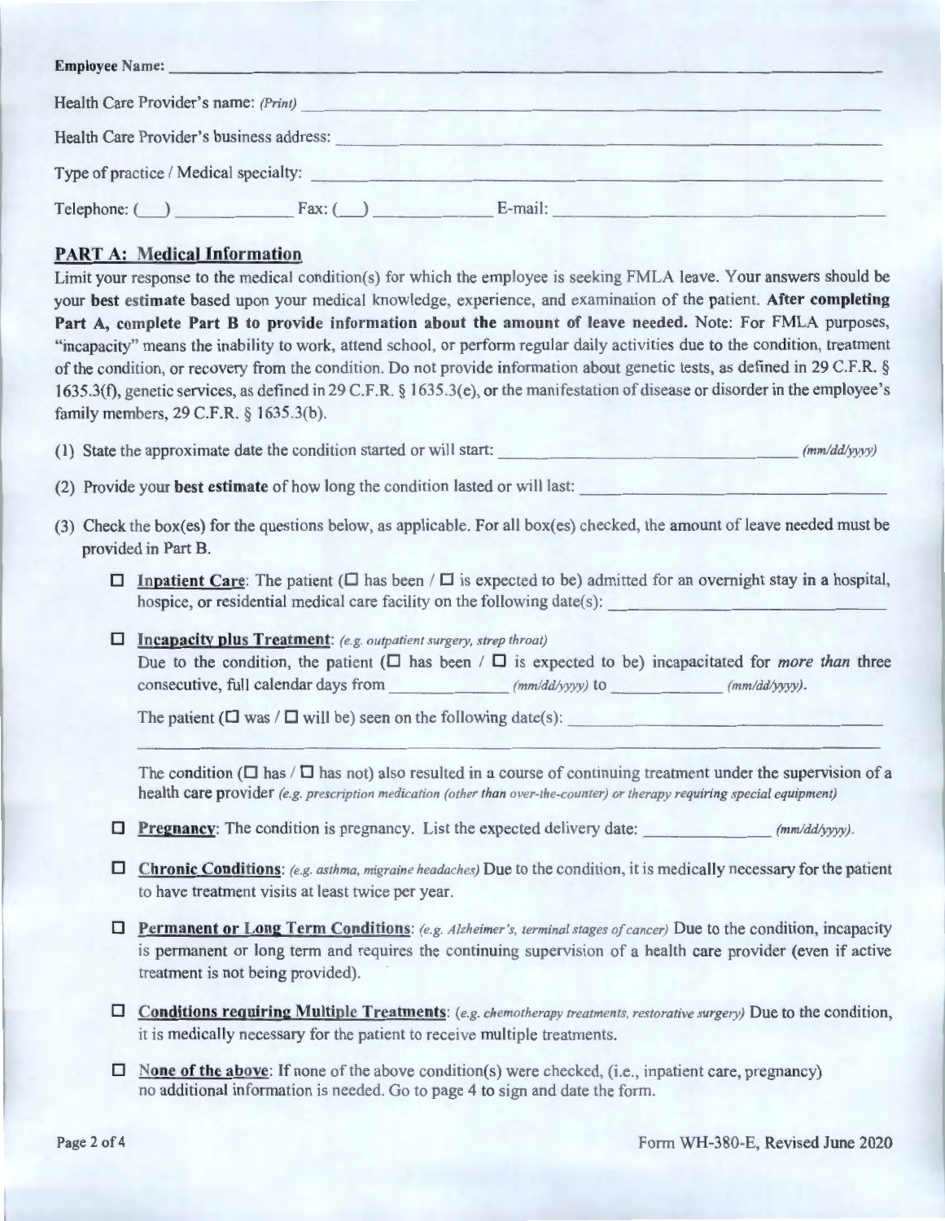**Employee Name:** ______________________________

Health Care Provider's name: *(Print)* ______________________________

Health Care Provider's business address: ______________________________

Type of practice / Medical specialty: ______________________________

Telephone: ( ) ____________ Fax: ( ) ____________ E-mail: ______________________________

## PART A: Medical Information

Limit your response to the medical condition(s) for which the employee is seeking FMLA leave. Your answers should be your **best estimate** based upon your medical knowledge, experience, and examination of the patient. **After completing Part A, complete Part B to provide information about the amount of leave needed.** Note: For FMLA purposes, "incapacity" means the inability to work, attend school, or perform regular daily activities due to the condition, treatment of the condition, or recovery from the condition. Do not provide information about genetic tests, as defined in 29 C.F.R. § 1635.3(f), genetic services, as defined in 29 C.F.R. § 1635.3(e), or the manifestation of disease or disorder in the employee's family members, 29 C.F.R. § 1635.3(b).

(1) State the approximate date the condition started or will start: ______________________________ *(mm/dd/yyyy)*

(2) Provide your **best estimate** of how long the condition lasted or will last: ______________________________

(3) Check the box(es) for the questions below, as applicable. For all box(es) checked, the amount of leave needed must be provided in Part B.

☐ **Inpatient Care**: The patient (☐ has been / ☐ is expected to be) admitted for an overnight stay in a hospital, hospice, or residential medical care facility on the following date(s): ______________________________

☐ **Incapacity plus Treatment**: *(e.g. outpatient surgery, strep throat)*
Due to the condition, the patient (☐ has been / ☐ is expected to be) incapacitated for *more than* three consecutive, full calendar days from ____________ *(mm/dd/yyyy)* to ____________ *(mm/dd/yyyy)*.

The patient (☐ was / ☐ will be) seen on the following date(s): ______________________________

______________________________

The condition (☐ has / ☐ has not) also resulted in a course of continuing treatment under the supervision of a health care provider *(e.g. prescription medication (other than over-the-counter) or therapy requiring special equipment)*

☐ **Pregnancy**: The condition is pregnancy. List the expected delivery date: ____________ *(mm/dd/yyyy)*.

☐ **Chronic Conditions**: *(e.g. asthma, migraine headaches)* Due to the condition, it is medically necessary for the patient to have treatment visits at least twice per year.

☐ **Permanent or Long Term Conditions**: *(e.g. Alzheimer's, terminal stages of cancer)* Due to the condition, incapacity is permanent or long term and requires the continuing supervision of a health care provider (even if active treatment is not being provided).

☐ **Conditions requiring Multiple Treatments**: *(e.g. chemotherapy treatments, restorative surgery)* Due to the condition, it is medically necessary for the patient to receive multiple treatments.

☐ **None of the above**: If none of the above condition(s) were checked, (i.e., inpatient care, pregnancy) no additional information is needed. Go to page 4 to sign and date the form.

Form WH-380-E, Revised June 2020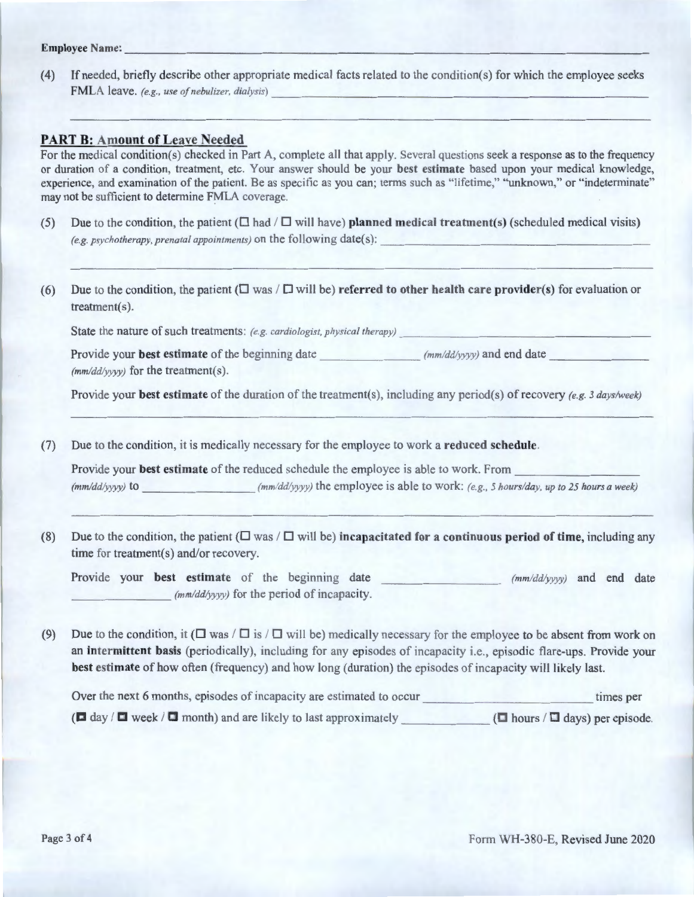**Employee Name:** \_\_\_\_\_\_\_\_\_\_\_\_\_\_\_\_\_\_\_\_\_\_\_\_\_\_\_\_\_\_\_\_\_\_\_\_\_\_\_\_

(4) If needed, briefly describe other appropriate medical facts related to the condition(s) for which the employee seeks FMLA leave. *(e.g., use of nebulizer, dialysis)* \_\_\_\_\_\_\_\_\_\_\_\_\_\_\_\_\_\_\_\_\_\_\_\_\_\_\_\_\_\_\_\_\_\_\_\_\_\_\_\_

\_\_\_\_\_\_\_\_\_\_\_\_\_\_\_\_\_\_\_\_\_\_\_\_\_\_\_\_\_\_\_\_\_\_\_\_\_\_\_\_\_\_\_\_\_\_\_\_\_\_\_\_\_\_\_\_\_\_\_\_\_\_\_\_\_\_\_\_\_\_\_\_\_\_\_\_\_\_\_\_

## PART B: Amount of Leave Needed

For the medical condition(s) checked in Part A, complete all that apply. Several questions seek a response as to the frequency or duration of a condition, treatment, etc. Your answer should be your **best estimate** based upon your medical knowledge, experience, and examination of the patient. Be as specific as you can; terms such as "lifetime," "unknown," or "indeterminate" may not be sufficient to determine FMLA coverage.

(5) Due to the condition, the patient (☐ had / ☐ will have) **planned medical treatment(s)** (scheduled medical visits) *(e.g. psychotherapy, prenatal appointments)* on the following date(s): \_\_\_\_\_\_\_\_\_\_\_\_\_\_\_\_\_\_\_\_\_\_\_\_\_\_\_\_\_\_\_\_\_\_\_\_\_\_\_\_

\_\_\_\_\_\_\_\_\_\_\_\_\_\_\_\_\_\_\_\_\_\_\_\_\_\_\_\_\_\_\_\_\_\_\_\_\_\_\_\_\_\_\_\_\_\_\_\_\_\_\_\_\_\_\_\_\_\_\_\_\_\_\_\_\_\_\_\_\_\_\_\_\_\_\_\_\_\_\_\_

(6) Due to the condition, the patient (☐ was / ☐ will be) **referred to other health care provider(s)** for evaluation or treatment(s).

State the nature of such treatments: *(e.g. cardiologist, physical therapy)* \_\_\_\_\_\_\_\_\_\_\_\_\_\_\_\_\_\_\_\_\_\_\_\_\_\_\_\_\_\_\_\_\_\_\_\_\_\_\_\_

Provide your **best estimate** of the beginning date \_\_\_\_\_\_\_\_\_\_\_\_\_\_\_ *(mm/dd/yyyy)* and end date \_\_\_\_\_\_\_\_\_\_\_\_\_\_\_ *(mm/dd/yyyy)* for the treatment(s).

Provide your **best estimate** of the duration of the treatment(s), including any period(s) of recovery *(e.g. 3 days/week)*

\_\_\_\_\_\_\_\_\_\_\_\_\_\_\_\_\_\_\_\_\_\_\_\_\_\_\_\_\_\_\_\_\_\_\_\_\_\_\_\_\_\_\_\_\_\_\_\_\_\_\_\_\_\_\_\_\_\_\_\_\_\_\_\_\_\_\_\_\_\_\_\_\_\_\_\_\_\_\_\_

(7) Due to the condition, it is medically necessary for the employee to work a **reduced schedule**.

Provide your **best estimate** of the reduced schedule the employee is able to work. From \_\_\_\_\_\_\_\_\_\_\_\_\_\_\_ *(mm/dd/yyyy)* to \_\_\_\_\_\_\_\_\_\_\_\_\_\_\_ *(mm/dd/yyyy)* the employee is able to work: *(e.g., 5 hours/day, up to 25 hours a week)*

\_\_\_\_\_\_\_\_\_\_\_\_\_\_\_\_\_\_\_\_\_\_\_\_\_\_\_\_\_\_\_\_\_\_\_\_\_\_\_\_\_\_\_\_\_\_\_\_\_\_\_\_\_\_\_\_\_\_\_\_\_\_\_\_\_\_\_\_\_\_\_\_\_\_\_\_\_\_\_\_

(8) Due to the condition, the patient (☐ was / ☐ will be) **incapacitated for a continuous period of time,** including any time for treatment(s) and/or recovery.

Provide your **best estimate** of the beginning date \_\_\_\_\_\_\_\_\_\_\_\_\_\_\_ *(mm/dd/yyyy)* and end date \_\_\_\_\_\_\_\_\_\_\_\_\_\_\_ *(mm/dd/yyyy)* for the period of incapacity.

(9) Due to the condition, it (☐ was / ☐ is / ☐ will be) medically necessary for the employee to be absent from work on an **intermittent basis** (periodically), including for any episodes of incapacity i.e., episodic flare-ups. Provide your **best estimate** of how often (frequency) and how long (duration) the episodes of incapacity will likely last.

Over the next 6 months, episodes of incapacity are estimated to occur \_\_\_\_\_\_\_\_\_\_\_\_\_\_\_ times per (☐ day / ☐ week / ☐ month) and are likely to last approximately \_\_\_\_\_\_\_\_\_\_\_\_\_\_\_ (☐ hours / ☐ days) per episode.

Form WH-380-E, Revised June 2020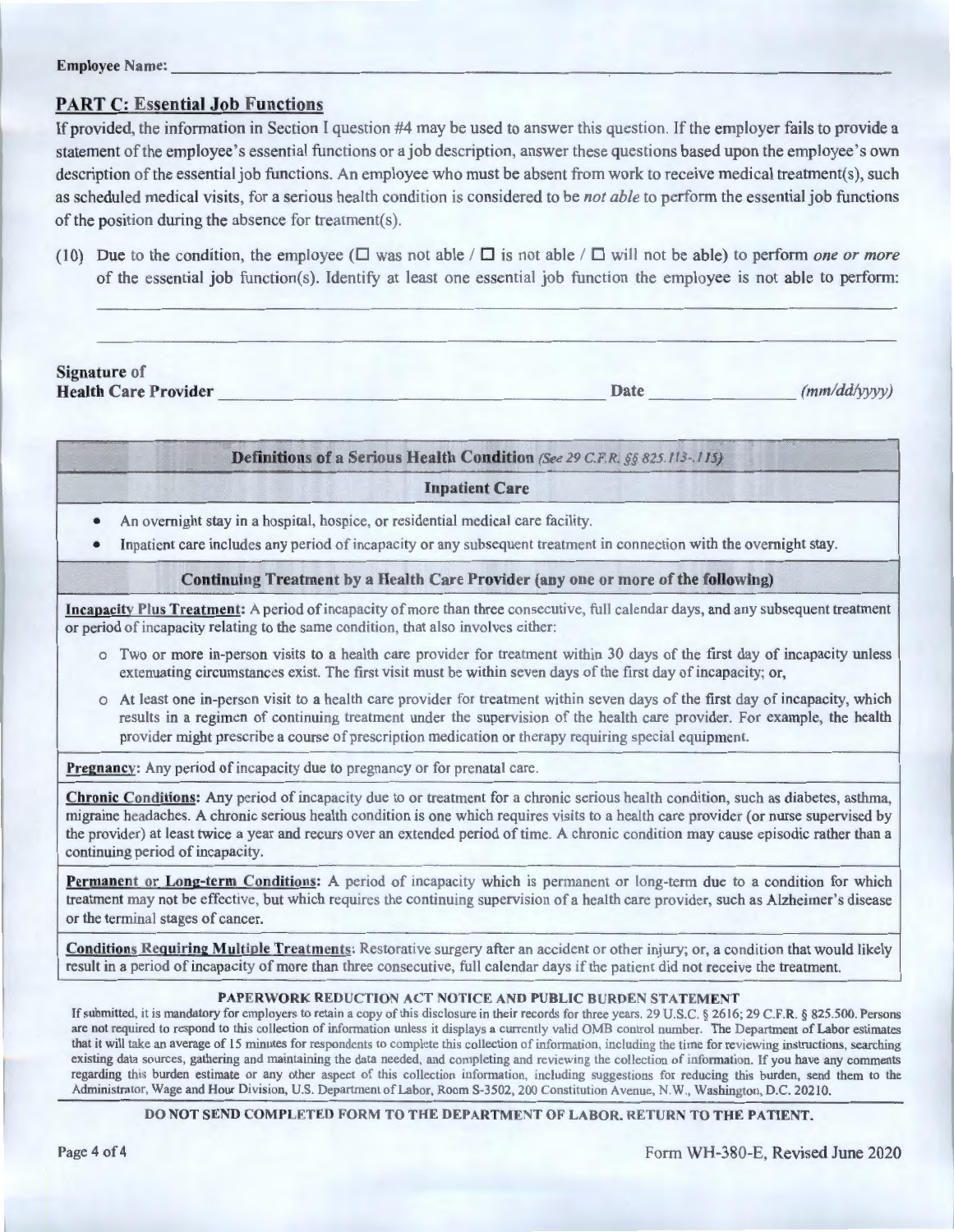**Employee Name:** \_\_\_\_\_\_\_\_\_\_\_\_\_\_\_\_\_\_\_\_\_\_\_\_\_\_\_\_\_\_\_\_\_\_\_\_\_\_\_\_

## PART C: Essential Job Functions

If provided, the information in Section I question #4 may be used to answer this question. If the employer fails to provide a statement of the employee's essential functions or a job description, answer these questions based upon the employee's own description of the essential job functions. An employee who must be absent from work to receive medical treatment(s), such as scheduled medical visits, for a serious health condition is considered to be *not able* to perform the essential job functions of the position during the absence for treatment(s).

(10) Due to the condition, the employee (☐ was not able / ☐ is not able / ☐ will not be able) to perform *one or more* of the essential job function(s). Identify at least one essential job function the employee is not able to perform:

\_\_\_\_\_\_\_\_\_\_\_\_\_\_\_\_\_\_\_\_\_\_\_\_\_\_\_\_\_\_\_\_\_\_\_\_\_\_\_\_\_\_\_\_\_\_\_\_\_\_\_\_\_\_\_\_\_\_\_\_

\_\_\_\_\_\_\_\_\_\_\_\_\_\_\_\_\_\_\_\_\_\_\_\_\_\_\_\_\_\_\_\_\_\_\_\_\_\_\_\_\_\_\_\_\_\_\_\_\_\_\_\_\_\_\_\_\_\_\_\_

**Signature of Health Care Provider** \_\_\_\_\_\_\_\_\_\_\_\_\_\_\_\_\_\_\_\_\_\_\_\_\_\_\_\_\_\_ **Date** \_\_\_\_\_\_\_\_\_\_\_\_\_\_ *(mm/dd/yyyy)*

### Definitions of a Serious Health Condition *(See 29 C.F.R. §§ 825.113-.115)*

#### Inpatient Care

- An overnight stay in a hospital, hospice, or residential medical care facility.
- Inpatient care includes any period of incapacity or any subsequent treatment in connection with the overnight stay.

#### Continuing Treatment by a Health Care Provider (any one or more of the following)

**Incapacity Plus Treatment:** A period of incapacity of more than three consecutive, full calendar days, and any subsequent treatment or period of incapacity relating to the same condition, that also involves either:

- Two or more in-person visits to a health care provider for treatment within 30 days of the first day of incapacity unless extenuating circumstances exist. The first visit must be within seven days of the first day of incapacity; or,
- At least one in-person visit to a health care provider for treatment within seven days of the first day of incapacity, which results in a regimen of continuing treatment under the supervision of the health care provider. For example, the health provider might prescribe a course of prescription medication or therapy requiring special equipment.

**Pregnancy:** Any period of incapacity due to pregnancy or for prenatal care.

**Chronic Conditions:** Any period of incapacity due to or treatment for a chronic serious health condition, such as diabetes, asthma, migraine headaches. A chronic serious health condition is one which requires visits to a health care provider (or nurse supervised by the provider) at least twice a year and recurs over an extended period of time. A chronic condition may cause episodic rather than a continuing period of incapacity.

**Permanent or Long-term Conditions:** A period of incapacity which is permanent or long-term due to a condition for which treatment may not be effective, but which requires the continuing supervision of a health care provider, such as Alzheimer's disease or the terminal stages of cancer.

**Conditions Requiring Multiple Treatments:** Restorative surgery after an accident or other injury; or, a condition that would likely result in a period of incapacity of more than three consecutive, full calendar days if the patient did not receive the treatment.

**PAPERWORK REDUCTION ACT NOTICE AND PUBLIC BURDEN STATEMENT**

If submitted, it is mandatory for employers to retain a copy of this disclosure in their records for three years. 29 U.S.C. § 2616; 29 C.F.R. § 825.500. Persons are not required to respond to this collection of information unless it displays a currently valid OMB control number. The Department of Labor estimates that it will take an average of 15 minutes for respondents to complete this collection of information, including the time for reviewing instructions, searching existing data sources, gathering and maintaining the data needed, and completing and reviewing the collection of information. If you have any comments regarding this burden estimate or any other aspect of this collection information, including suggestions for reducing this burden, send them to the Administrator, Wage and Hour Division, U.S. Department of Labor, Room S-3502, 200 Constitution Avenue, N.W., Washington, D.C. 20210.

**DO NOT SEND COMPLETED FORM TO THE DEPARTMENT OF LABOR. RETURN TO THE PATIENT.**

Form WH-380-E, Revised June 2020